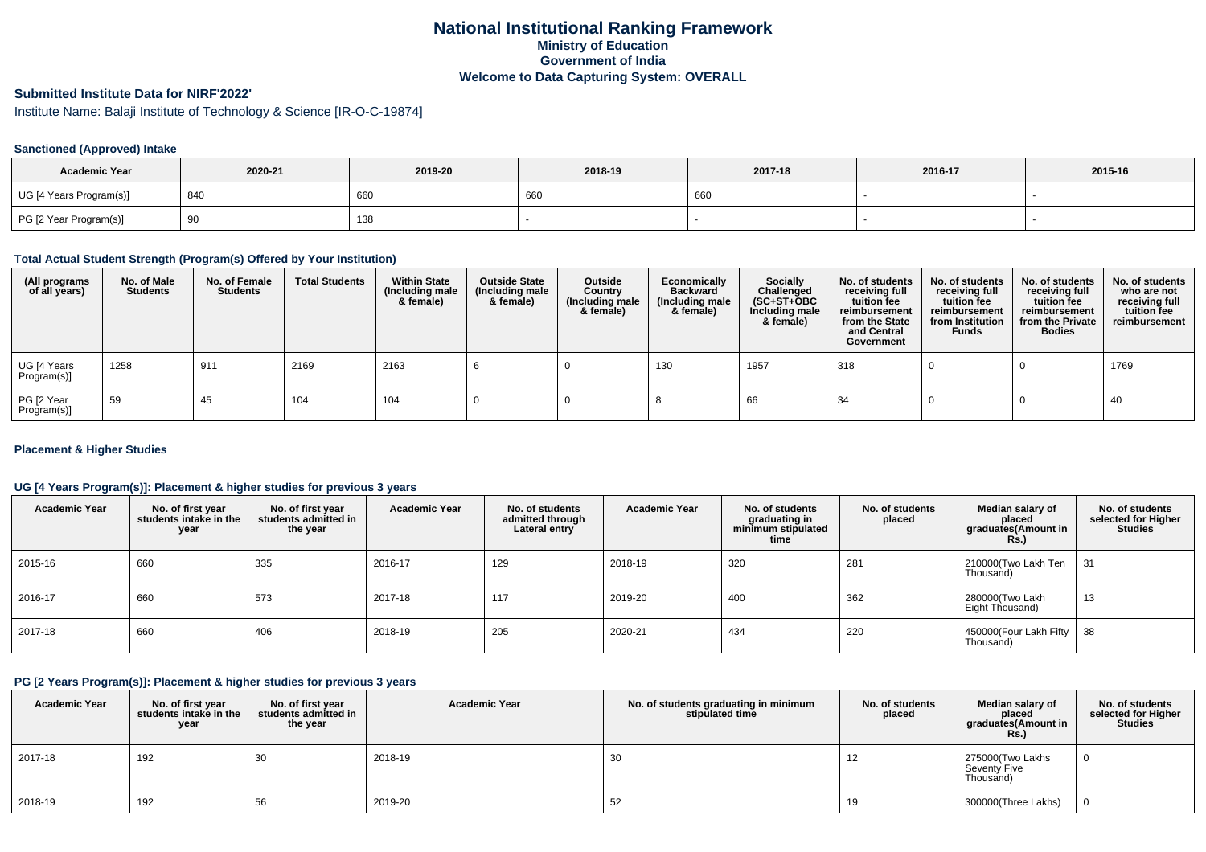# National Institutional Ranking Framework

## Ministry of Education

## Government of India

## Welcome to Data Capturing System: OVERALL

### Submitted Institute Data for NIRF'2022'

Institute Name: Balaji Institute of Technology & Science [IR-O-C-19874]

#### Sanctioned (Approved) Intake

| Academic Year | 2020-21 | 2019-20 | 2018-19 | 2017-18 | 2016-17 | 2015-16 |
|---|---|---|---|---|---|---|
| UG [4 Years Program(s)] | 840 | 660 | 660 | 660 | - | - |
| PG [2 Year Program(s)] | 90 | 138 | - | - | - | - |

#### Total Actual Student Strength (Program(s) Offered by Your Institution)

| (All programs of all years) | No. of Male Students | No. of Female Students | Total Students | Within State (Including male & female) | Outside State (Including male & female) | Outside Country (Including male & female) | Economically Backward (Including male & female) | Socially Challenged (SC+ST+OBC Including male & female) | No. of students receiving full tuition fee reimbursement from the State and Central Government | No. of students receiving full tuition fee reimbursement from Institution Funds | No. of students receiving full tuition fee reimbursement from the Private Bodies | No. of students who are not receiving full tuition fee reimbursement |
|---|---|---|---|---|---|---|---|---|---|---|---|---|
| UG [4 Years Program(s)] | 1258 | 911 | 2169 | 2163 | 6 | 0 | 130 | 1957 | 318 | 0 | 0 | 1769 |
| PG [2 Year Program(s)] | 59 | 45 | 104 | 104 | 0 | 0 | 8 | 66 | 34 | 0 | 0 | 40 |

#### Placement & Higher Studies

#### UG [4 Years Program(s)]: Placement & higher studies for previous 3 years

| Academic Year | No. of first year students intake in the year | No. of first year students admitted in the year | Academic Year | No. of students admitted through Lateral entry | Academic Year | No. of students graduating in minimum stipulated time | No. of students placed | Median salary of placed graduates(Amount in Rs.) | No. of students selected for Higher Studies |
|---|---|---|---|---|---|---|---|---|---|
| 2015-16 | 660 | 335 | 2016-17 | 129 | 2018-19 | 320 | 281 | 210000(Two Lakh Ten Thousand) | 31 |
| 2016-17 | 660 | 573 | 2017-18 | 117 | 2019-20 | 400 | 362 | 280000(Two Lakh Eight Thousand) | 13 |
| 2017-18 | 660 | 406 | 2018-19 | 205 | 2020-21 | 434 | 220 | 450000(Four Lakh Fifty Thousand) | 38 |

#### PG [2 Years Program(s)]: Placement & higher studies for previous 3 years

| Academic Year | No. of first year students intake in the year | No. of first year students admitted in the year | Academic Year | No. of students graduating in minimum stipulated time | No. of students placed | Median salary of placed graduates(Amount in Rs.) | No. of students selected for Higher Studies |
|---|---|---|---|---|---|---|---|
| 2017-18 | 192 | 30 | 2018-19 | 30 | 12 | 275000(Two Lakhs Seventy Five Thousand) | 0 |
| 2018-19 | 192 | 56 | 2019-20 | 52 | 19 | 300000(Three Lakhs) | 0 |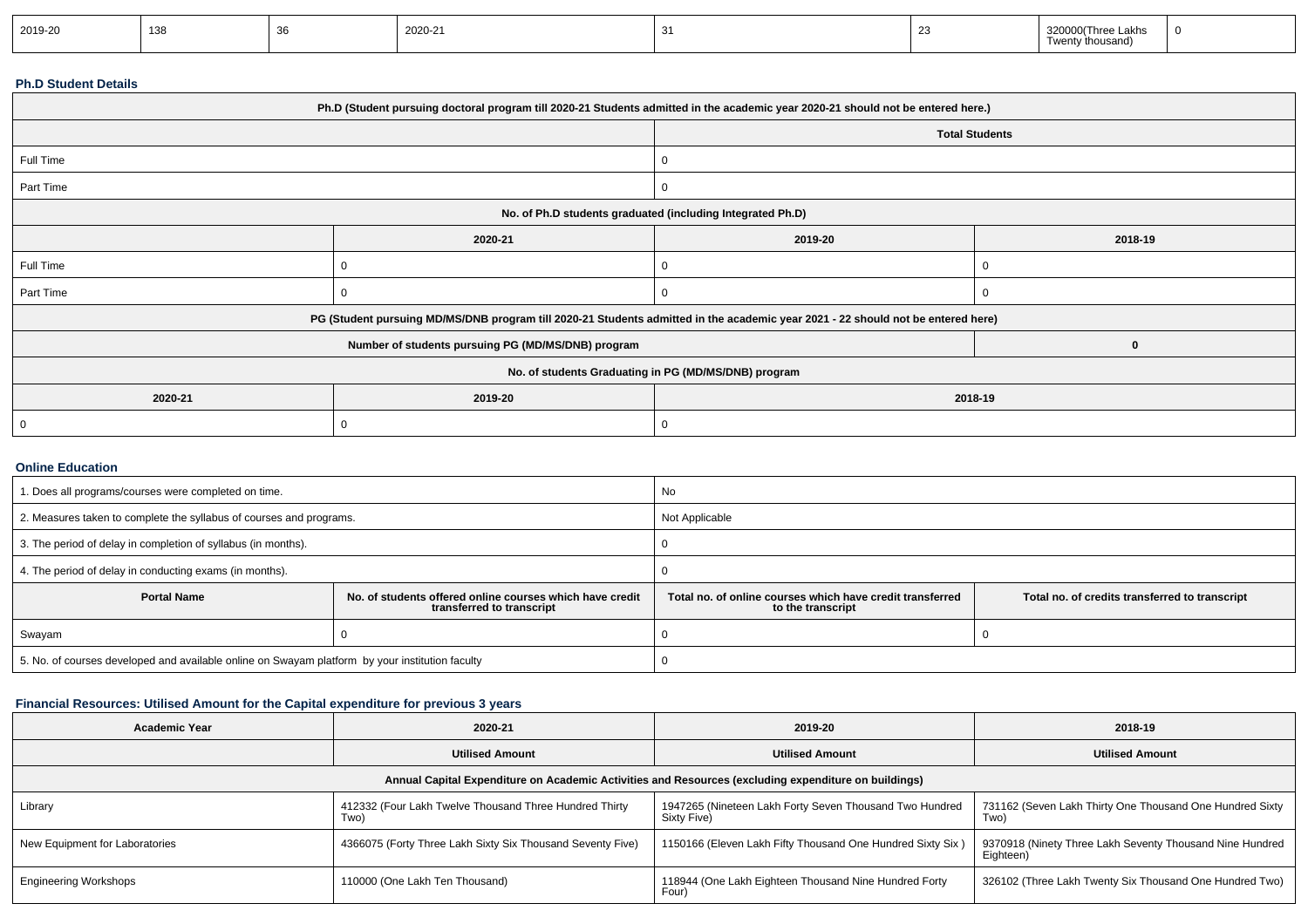| 2019-20 | 138 | 36 | 2020-21 | 31 | 23 | 320000(Three Lakhs Twenty thousand) | 0 |
|---|---|---|---|---|---|---|---|

### Ph.D Student Details

| Ph.D (Student pursuing doctoral program till 2020-21 Students admitted in the academic year 2020-21 should not be entered here.) | | | |
|---|---|---|---|
| | | Total Students | |
| Full Time | | 0 | |
| Part Time | | 0 | |
| No. of Ph.D students graduated (including Integrated Ph.D) | | | |
| | 2020-21 | 2019-20 | 2018-19 |
| Full Time | 0 | 0 | 0 |
| Part Time | 0 | 0 | 0 |
| PG (Student pursuing MD/MS/DNB program till 2020-21 Students admitted in the academic year 2021 - 22 should not be entered here) | | | |
| Number of students pursuing PG (MD/MS/DNB) program | | | 0 |
| No. of students Graduating in PG (MD/MS/DNB) program | | | |
| 2020-21 | 2019-20 | 2018-19 | |
| 0 | 0 | 0 | |

### Online Education

| 1. Does all programs/courses were completed on time. | | No | |
|---|---|---|---|
| 2. Measures taken to complete the syllabus of courses and programs. | | Not Applicable | |
| 3. The period of delay in completion of syllabus (in months). | | 0 | |
| 4. The period of delay in conducting exams (in months). | | 0 | |
| **Portal Name** | **No. of students offered online courses which have credit transferred to transcript** | **Total no. of online courses which have credit transferred to the transcript** | **Total no. of credits transferred to transcript** |
| Swayam | 0 | 0 | 0 |
| 5. No. of courses developed and available online on Swayam platform by your institution faculty | | 0 | |

### Financial Resources: Utilised Amount for the Capital expenditure for previous 3 years

| Academic Year | 2020-21 | 2019-20 | 2018-19 |
|---|---|---|---|
| | Utilised Amount | Utilised Amount | Utilised Amount |
| Annual Capital Expenditure on Academic Activities and Resources (excluding expenditure on buildings) | | | |
| Library | 412332 (Four Lakh Twelve Thousand Three Hundred Thirty Two) | 1947265 (Nineteen Lakh Forty Seven Thousand Two Hundred Sixty Five) | 731162 (Seven Lakh Thirty One Thousand One Hundred Sixty Two) |
| New Equipment for Laboratories | 4366075 (Forty Three Lakh Sixty Six Thousand Seventy Five) | 1150166 (Eleven Lakh Fifty Thousand One Hundred Sixty Six ) | 9370918 (Ninety Three Lakh Seventy Thousand Nine Hundred Eighteen) |
| Engineering Workshops | 110000 (One Lakh Ten Thousand) | 118944 (One Lakh Eighteen Thousand Nine Hundred Forty Four) | 326102 (Three Lakh Twenty Six Thousand One Hundred Two) |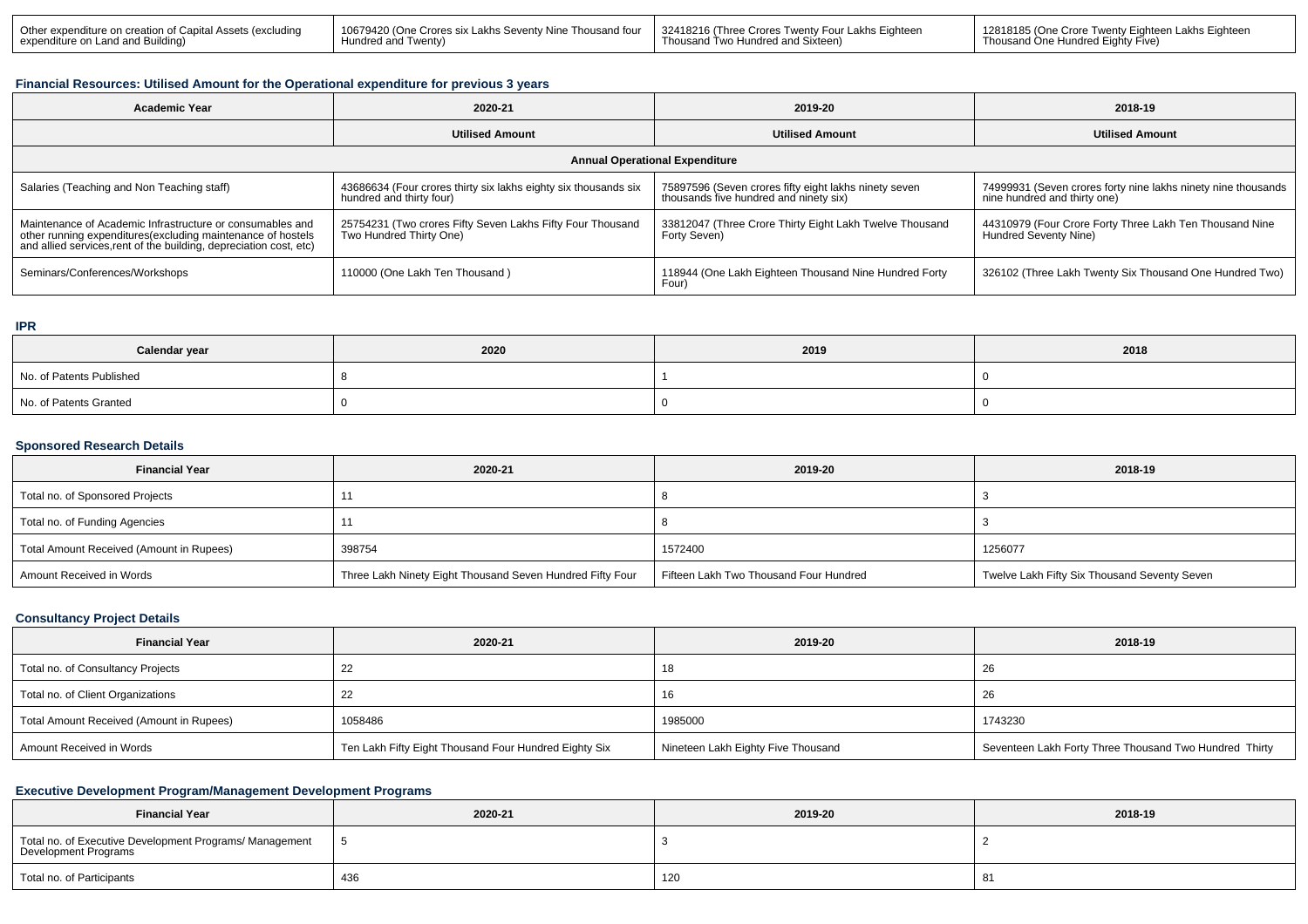| Other expenditure on creation of Capital Assets (excluding expenditure on Land and Building) | 10679420 (One Crores six Lakhs Seventy Nine Thousand four Hundred and Twenty) | 32418216 (Three Crores Twenty Four Lakhs Eighteen Thousand Two Hundred and Sixteen) | 12818185 (One Crore Twenty Eighteen Lakhs Eighteen Thousand One Hundred Eighty Five) |
|---|---|---|---|

### Financial Resources: Utilised Amount for the Operational expenditure for previous 3 years

| Academic Year | 2020-21 | 2019-20 | 2018-19 |
|---|---|---|---|
| | Utilised Amount | Utilised Amount | Utilised Amount |
| Annual Operational Expenditure | | | |
| Salaries (Teaching and Non Teaching staff) | 43686634 (Four crores thirty six lakhs eighty six thousands six hundred and thirty four) | 75897596 (Seven crores fifty eight lakhs ninety seven thousands five hundred and ninety six) | 74999931 (Seven crores forty nine lakhs ninety nine thousands nine hundred and thirty one) |
| Maintenance of Academic Infrastructure or consumables and other running expenditures(excluding maintenance of hostels and allied services,rent of the building, depreciation cost, etc) | 25754231 (Two crores Fifty Seven Lakhs Fifty Four Thousand Two Hundred Thirty One) | 33812047 (Three Crore Thirty Eight Lakh Twelve Thousand Forty Seven) | 44310979 (Four Crore Forty Three Lakh Ten Thousand Nine Hundred Seventy Nine) |
| Seminars/Conferences/Workshops | 110000 (One Lakh Ten Thousand ) | 118944 (One Lakh Eighteen Thousand Nine Hundred Forty Four) | 326102 (Three Lakh Twenty Six Thousand One Hundred Two) |

### IPR

| Calendar year | 2020 | 2019 | 2018 |
|---|---|---|---|
| No. of Patents Published | 8 | 1 | 0 |
| No. of Patents Granted | 0 | 0 | 0 |

### Sponsored Research Details

| Financial Year | 2020-21 | 2019-20 | 2018-19 |
|---|---|---|---|
| Total no. of Sponsored Projects | 11 | 8 | 3 |
| Total no. of Funding Agencies | 11 | 8 | 3 |
| Total Amount Received (Amount in Rupees) | 398754 | 1572400 | 1256077 |
| Amount Received in Words | Three Lakh Ninety Eight Thousand Seven Hundred Fifty Four | Fifteen Lakh Two Thousand Four Hundred | Twelve Lakh Fifty Six Thousand Seventy Seven |

### Consultancy Project Details

| Financial Year | 2020-21 | 2019-20 | 2018-19 |
|---|---|---|---|
| Total no. of Consultancy Projects | 22 | 18 | 26 |
| Total no. of Client Organizations | 22 | 16 | 26 |
| Total Amount Received (Amount in Rupees) | 1058486 | 1985000 | 1743230 |
| Amount Received in Words | Ten Lakh Fifty Eight Thousand Four Hundred Eighty Six | Nineteen Lakh Eighty Five Thousand | Seventeen Lakh Forty Three Thousand Two Hundred Thirty |

### Executive Development Program/Management Development Programs

| Financial Year | 2020-21 | 2019-20 | 2018-19 |
|---|---|---|---|
| Total no. of Executive Development Programs/ Management Development Programs | 5 | 3 | 2 |
| Total no. of Participants | 436 | 120 | 81 |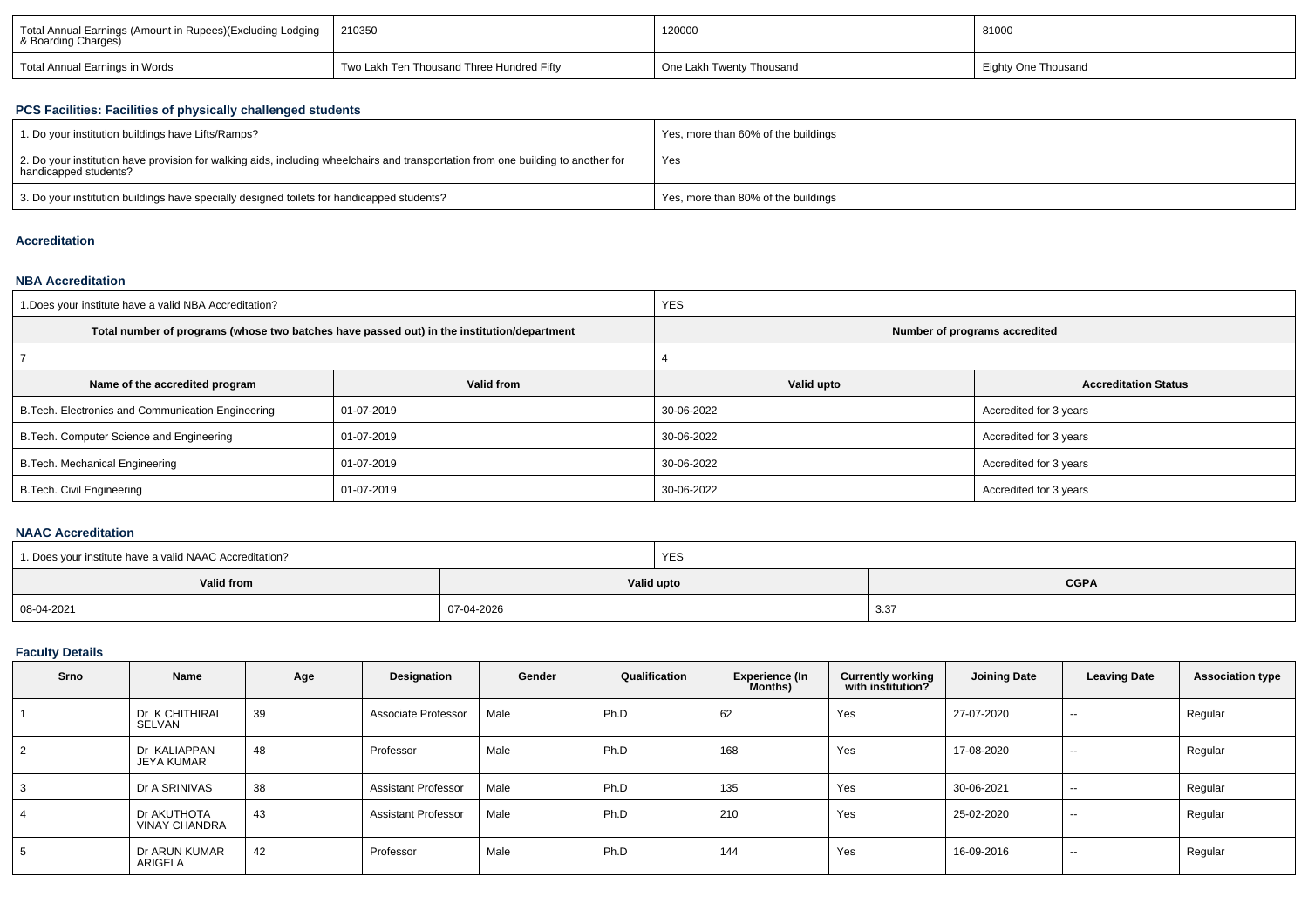| Total Annual Earnings (Amount in Rupees)(Excluding Lodging & Boarding Charges) | 210350 | 120000 | 81000 |
|---|---|---|---|
| Total Annual Earnings in Words | Two Lakh Ten Thousand Three Hundred Fifty | One Lakh Twenty Thousand | Eighty One Thousand |

### PCS Facilities: Facilities of physically challenged students

| 1. Do your institution buildings have Lifts/Ramps? | Yes, more than 60% of the buildings |
|---|---|
| 2. Do your institution have provision for walking aids, including wheelchairs and transportation from one building to another for handicapped students? | Yes |
| 3. Do your institution buildings have specially designed toilets for handicapped students? | Yes, more than 80% of the buildings |

### Accreditation

### NBA Accreditation

| 1.Does your institute have a valid NBA Accreditation? | | YES | |
|---|---|---|---|
| **Total number of programs (whose two batches have passed out) in the institution/department** | | **Number of programs accredited** | |
| 7 | | 4 | |
| **Name of the accredited program** | **Valid from** | **Valid upto** | **Accreditation Status** |
| B.Tech. Electronics and Communication Engineering | 01-07-2019 | 30-06-2022 | Accredited for 3 years |
| B.Tech. Computer Science and Engineering | 01-07-2019 | 30-06-2022 | Accredited for 3 years |
| B.Tech. Mechanical Engineering | 01-07-2019 | 30-06-2022 | Accredited for 3 years |
| B.Tech. Civil Engineering | 01-07-2019 | 30-06-2022 | Accredited for 3 years |

### NAAC Accreditation

| 1. Does your institute have a valid NAAC Accreditation? | YES | |
|---|---|---|
| **Valid from** | **Valid upto** | **CGPA** |
| 08-04-2021 | 07-04-2026 | 3.37 |

### Faculty Details

| Srno | Name | Age | Designation | Gender | Qualification | Experience (In Months) | Currently working with institution? | Joining Date | Leaving Date | Association type |
|---|---|---|---|---|---|---|---|---|---|---|
| 1 | Dr K CHITHIRAI SELVAN | 39 | Associate Professor | Male | Ph.D | 62 | Yes | 27-07-2020 | -- | Regular |
| 2 | Dr KALIAPPAN JEYA KUMAR | 48 | Professor | Male | Ph.D | 168 | Yes | 17-08-2020 | -- | Regular |
| 3 | Dr A SRINIVAS | 38 | Assistant Professor | Male | Ph.D | 135 | Yes | 30-06-2021 | -- | Regular |
| 4 | Dr AKUTHOTA VINAY CHANDRA | 43 | Assistant Professor | Male | Ph.D | 210 | Yes | 25-02-2020 | -- | Regular |
| 5 | Dr ARUN KUMAR ARIGELA | 42 | Professor | Male | Ph.D | 144 | Yes | 16-09-2016 | -- | Regular |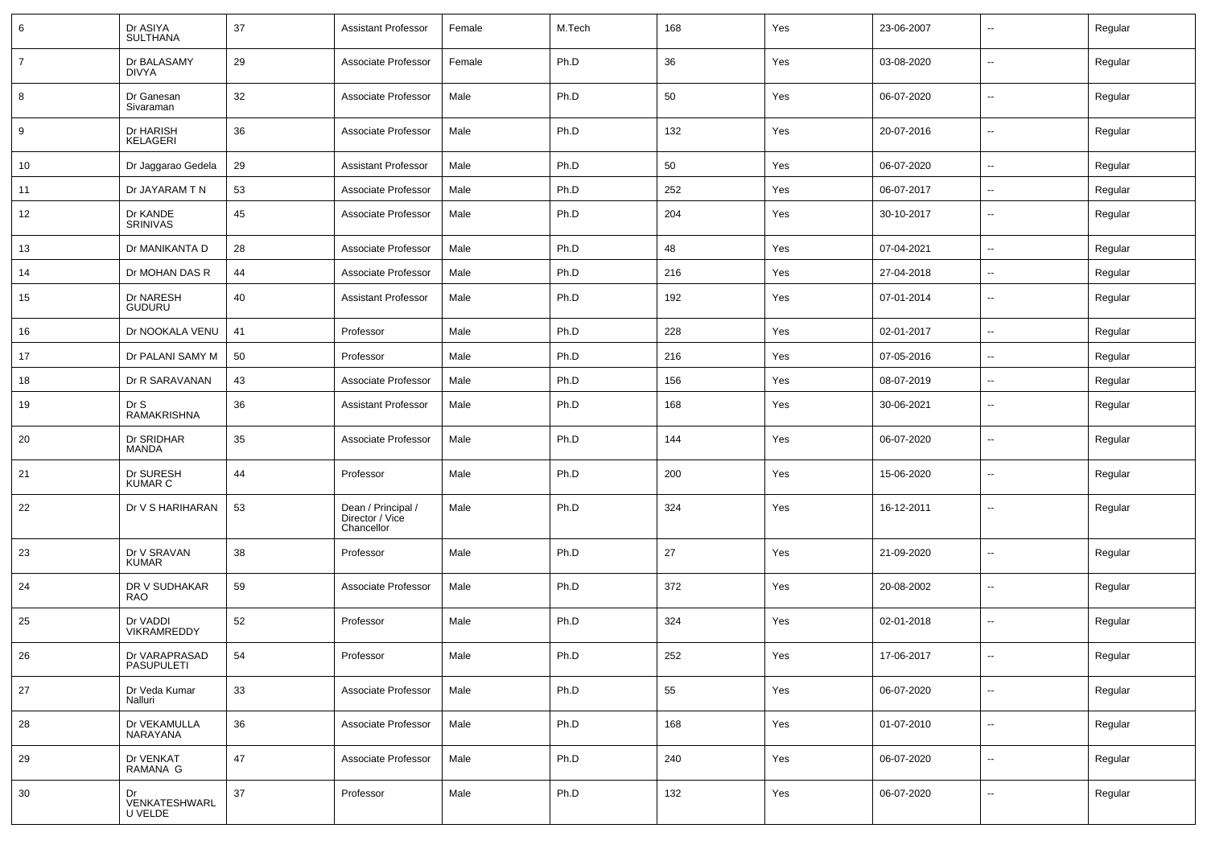| 6 | Dr ASIYA SULTHANA | 37 | Assistant Professor | Female | M.Tech | 168 | Yes | 23-06-2007 | -- | Regular |
|---|---|---|---|---|---|---|---|---|---|---|
| 7 | Dr BALASAMY DIVYA | 29 | Associate Professor | Female | Ph.D | 36 | Yes | 03-08-2020 | -- | Regular |
| 8 | Dr Ganesan Sivaraman | 32 | Associate Professor | Male | Ph.D | 50 | Yes | 06-07-2020 | -- | Regular |
| 9 | Dr HARISH KELAGERI | 36 | Associate Professor | Male | Ph.D | 132 | Yes | 20-07-2016 | -- | Regular |
| 10 | Dr Jaggarao Gedela | 29 | Assistant Professor | Male | Ph.D | 50 | Yes | 06-07-2020 | -- | Regular |
| 11 | Dr JAYARAM T N | 53 | Associate Professor | Male | Ph.D | 252 | Yes | 06-07-2017 | -- | Regular |
| 12 | Dr KANDE SRINIVAS | 45 | Associate Professor | Male | Ph.D | 204 | Yes | 30-10-2017 | -- | Regular |
| 13 | Dr MANIKANTA D | 28 | Associate Professor | Male | Ph.D | 48 | Yes | 07-04-2021 | -- | Regular |
| 14 | Dr MOHAN DAS R | 44 | Associate Professor | Male | Ph.D | 216 | Yes | 27-04-2018 | -- | Regular |
| 15 | Dr NARESH GUDURU | 40 | Assistant Professor | Male | Ph.D | 192 | Yes | 07-01-2014 | -- | Regular |
| 16 | Dr NOOKALA VENU | 41 | Professor | Male | Ph.D | 228 | Yes | 02-01-2017 | -- | Regular |
| 17 | Dr PALANI SAMY M | 50 | Professor | Male | Ph.D | 216 | Yes | 07-05-2016 | -- | Regular |
| 18 | Dr R SARAVANAN | 43 | Associate Professor | Male | Ph.D | 156 | Yes | 08-07-2019 | -- | Regular |
| 19 | Dr S RAMAKRISHNA | 36 | Assistant Professor | Male | Ph.D | 168 | Yes | 30-06-2021 | -- | Regular |
| 20 | Dr SRIDHAR MANDA | 35 | Associate Professor | Male | Ph.D | 144 | Yes | 06-07-2020 | -- | Regular |
| 21 | Dr SURESH KUMAR C | 44 | Professor | Male | Ph.D | 200 | Yes | 15-06-2020 | -- | Regular |
| 22 | Dr V S HARIHARAN | 53 | Dean / Principal / Director / Vice Chancellor | Male | Ph.D | 324 | Yes | 16-12-2011 | -- | Regular |
| 23 | Dr V SRAVAN KUMAR | 38 | Professor | Male | Ph.D | 27 | Yes | 21-09-2020 | -- | Regular |
| 24 | DR V SUDHAKAR RAO | 59 | Associate Professor | Male | Ph.D | 372 | Yes | 20-08-2002 | -- | Regular |
| 25 | Dr VADDI VIKRAMREDDY | 52 | Professor | Male | Ph.D | 324 | Yes | 02-01-2018 | -- | Regular |
| 26 | Dr VARAPRASAD PASUPULETI | 54 | Professor | Male | Ph.D | 252 | Yes | 17-06-2017 | -- | Regular |
| 27 | Dr Veda Kumar Nalluri | 33 | Associate Professor | Male | Ph.D | 55 | Yes | 06-07-2020 | -- | Regular |
| 28 | Dr VEKAMULLA NARAYANA | 36 | Associate Professor | Male | Ph.D | 168 | Yes | 01-07-2010 | -- | Regular |
| 29 | Dr VENKAT RAMANA G | 47 | Associate Professor | Male | Ph.D | 240 | Yes | 06-07-2020 | -- | Regular |
| 30 | Dr VENKATESHWARLU VELDE | 37 | Professor | Male | Ph.D | 132 | Yes | 06-07-2020 | -- | Regular |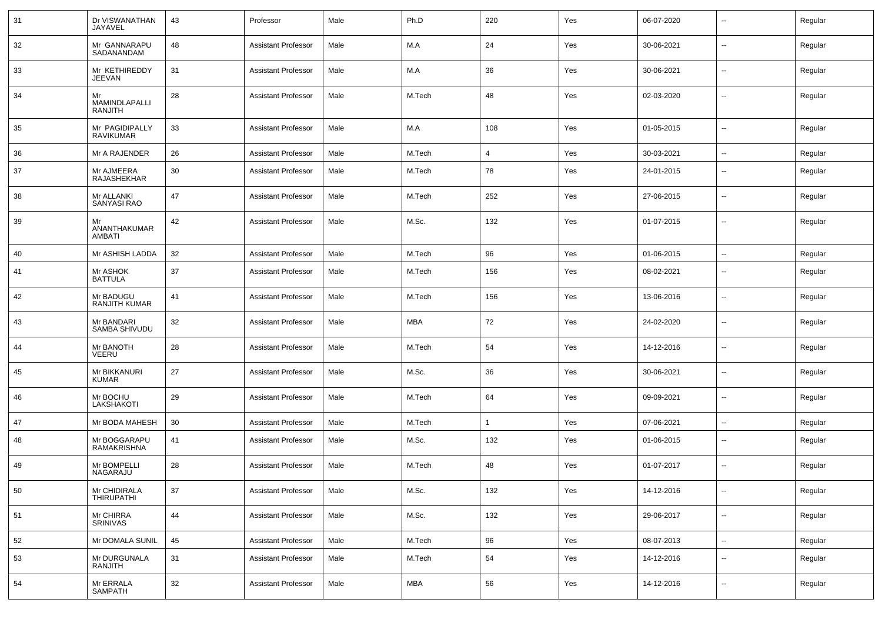| 31 | Dr VISWANATHAN JAYAVEL | 43 | Professor | Male | Ph.D | 220 | Yes | 06-07-2020 | -- | Regular |
|---|---|---|---|---|---|---|---|---|---|---|
| 32 | Mr GANNARAPU SADANANDAM | 48 | Assistant Professor | Male | M.A | 24 | Yes | 30-06-2021 | -- | Regular |
| 33 | Mr KETHIREDDY JEEVAN | 31 | Assistant Professor | Male | M.A | 36 | Yes | 30-06-2021 | -- | Regular |
| 34 | Mr MAMINDLAPALLI RANJITH | 28 | Assistant Professor | Male | M.Tech | 48 | Yes | 02-03-2020 | -- | Regular |
| 35 | Mr PAGIDIPALLY RAVIKUMAR | 33 | Assistant Professor | Male | M.A | 108 | Yes | 01-05-2015 | -- | Regular |
| 36 | Mr A RAJENDER | 26 | Assistant Professor | Male | M.Tech | 4 | Yes | 30-03-2021 | -- | Regular |
| 37 | Mr AJMEERA RAJASHEKHAR | 30 | Assistant Professor | Male | M.Tech | 78 | Yes | 24-01-2015 | -- | Regular |
| 38 | Mr ALLANKI SANYASI RAO | 47 | Assistant Professor | Male | M.Tech | 252 | Yes | 27-06-2015 | -- | Regular |
| 39 | Mr ANANTHAKUMAR AMBATI | 42 | Assistant Professor | Male | M.Sc. | 132 | Yes | 01-07-2015 | -- | Regular |
| 40 | Mr ASHISH LADDA | 32 | Assistant Professor | Male | M.Tech | 96 | Yes | 01-06-2015 | -- | Regular |
| 41 | Mr ASHOK BATTULA | 37 | Assistant Professor | Male | M.Tech | 156 | Yes | 08-02-2021 | -- | Regular |
| 42 | Mr BADUGU RANJITH KUMAR | 41 | Assistant Professor | Male | M.Tech | 156 | Yes | 13-06-2016 | -- | Regular |
| 43 | Mr BANDARI SAMBA SHIVUDU | 32 | Assistant Professor | Male | MBA | 72 | Yes | 24-02-2020 | -- | Regular |
| 44 | Mr BANOTH VEERU | 28 | Assistant Professor | Male | M.Tech | 54 | Yes | 14-12-2016 | -- | Regular |
| 45 | Mr BIKKANURI KUMAR | 27 | Assistant Professor | Male | M.Sc. | 36 | Yes | 30-06-2021 | -- | Regular |
| 46 | Mr BOCHU LAKSHAKOTI | 29 | Assistant Professor | Male | M.Tech | 64 | Yes | 09-09-2021 | -- | Regular |
| 47 | Mr BODA MAHESH | 30 | Assistant Professor | Male | M.Tech | 1 | Yes | 07-06-2021 | -- | Regular |
| 48 | Mr BOGGARAPU RAMAKRISHNA | 41 | Assistant Professor | Male | M.Sc. | 132 | Yes | 01-06-2015 | -- | Regular |
| 49 | Mr BOMPELLI NAGARAJU | 28 | Assistant Professor | Male | M.Tech | 48 | Yes | 01-07-2017 | -- | Regular |
| 50 | Mr CHIDIRALA THIRUPATHI | 37 | Assistant Professor | Male | M.Sc. | 132 | Yes | 14-12-2016 | -- | Regular |
| 51 | Mr CHIRRA SRINIVAS | 44 | Assistant Professor | Male | M.Sc. | 132 | Yes | 29-06-2017 | -- | Regular |
| 52 | Mr DOMALA SUNIL | 45 | Assistant Professor | Male | M.Tech | 96 | Yes | 08-07-2013 | -- | Regular |
| 53 | Mr DURGUNALA RANJITH | 31 | Assistant Professor | Male | M.Tech | 54 | Yes | 14-12-2016 | -- | Regular |
| 54 | Mr ERRALA SAMPATH | 32 | Assistant Professor | Male | MBA | 56 | Yes | 14-12-2016 | -- | Regular |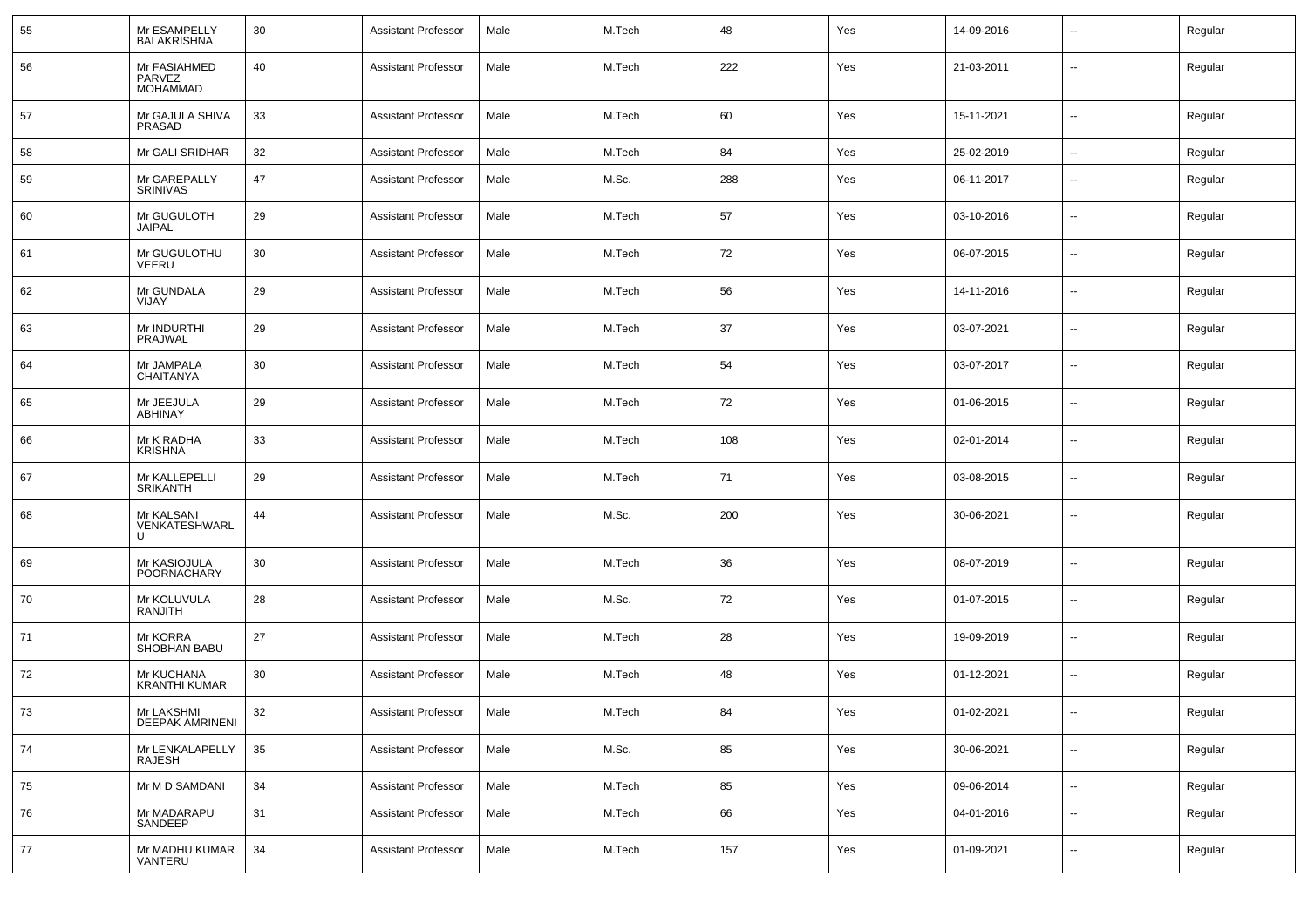| 55 | Mr ESAMPELLY BALAKRISHNA | 30 | Assistant Professor | Male | M.Tech | 48 | Yes | 14-09-2016 | -- | Regular |
|---|---|---|---|---|---|---|---|---|---|---|
| 56 | Mr FASIAHMED PARVEZ MOHAMMAD | 40 | Assistant Professor | Male | M.Tech | 222 | Yes | 21-03-2011 | -- | Regular |
| 57 | Mr GAJULA SHIVA PRASAD | 33 | Assistant Professor | Male | M.Tech | 60 | Yes | 15-11-2021 | -- | Regular |
| 58 | Mr GALI SRIDHAR | 32 | Assistant Professor | Male | M.Tech | 84 | Yes | 25-02-2019 | -- | Regular |
| 59 | Mr GAREPALLY SRINIVAS | 47 | Assistant Professor | Male | M.Sc. | 288 | Yes | 06-11-2017 | -- | Regular |
| 60 | Mr GUGULOTH JAIPAL | 29 | Assistant Professor | Male | M.Tech | 57 | Yes | 03-10-2016 | -- | Regular |
| 61 | Mr GUGULOTHU VEERU | 30 | Assistant Professor | Male | M.Tech | 72 | Yes | 06-07-2015 | -- | Regular |
| 62 | Mr GUNDALA VIJAY | 29 | Assistant Professor | Male | M.Tech | 56 | Yes | 14-11-2016 | -- | Regular |
| 63 | Mr INDURTHI PRAJWAL | 29 | Assistant Professor | Male | M.Tech | 37 | Yes | 03-07-2021 | -- | Regular |
| 64 | Mr JAMPALA CHAITANYA | 30 | Assistant Professor | Male | M.Tech | 54 | Yes | 03-07-2017 | -- | Regular |
| 65 | Mr JEEJULA ABHINAY | 29 | Assistant Professor | Male | M.Tech | 72 | Yes | 01-06-2015 | -- | Regular |
| 66 | Mr K RADHA KRISHNA | 33 | Assistant Professor | Male | M.Tech | 108 | Yes | 02-01-2014 | -- | Regular |
| 67 | Mr KALLEPELLI SRIKANTH | 29 | Assistant Professor | Male | M.Tech | 71 | Yes | 03-08-2015 | -- | Regular |
| 68 | Mr KALSANI VENKATESHWARLU | 44 | Assistant Professor | Male | M.Sc. | 200 | Yes | 30-06-2021 | -- | Regular |
| 69 | Mr KASIOJULA POORNACHARY | 30 | Assistant Professor | Male | M.Tech | 36 | Yes | 08-07-2019 | -- | Regular |
| 70 | Mr KOLUVULA RANJITH | 28 | Assistant Professor | Male | M.Sc. | 72 | Yes | 01-07-2015 | -- | Regular |
| 71 | Mr KORRA SHOBHAN BABU | 27 | Assistant Professor | Male | M.Tech | 28 | Yes | 19-09-2019 | -- | Regular |
| 72 | Mr KUCHANA KRANTHI KUMAR | 30 | Assistant Professor | Male | M.Tech | 48 | Yes | 01-12-2021 | -- | Regular |
| 73 | Mr LAKSHMI DEEPAK AMRINENI | 32 | Assistant Professor | Male | M.Tech | 84 | Yes | 01-02-2021 | -- | Regular |
| 74 | Mr LENKALAPELLY RAJESH | 35 | Assistant Professor | Male | M.Sc. | 85 | Yes | 30-06-2021 | -- | Regular |
| 75 | Mr M D SAMDANI | 34 | Assistant Professor | Male | M.Tech | 85 | Yes | 09-06-2014 | -- | Regular |
| 76 | Mr MADARAPU SANDEEP | 31 | Assistant Professor | Male | M.Tech | 66 | Yes | 04-01-2016 | -- | Regular |
| 77 | Mr MADHU KUMAR VANTERU | 34 | Assistant Professor | Male | M.Tech | 157 | Yes | 01-09-2021 | -- | Regular |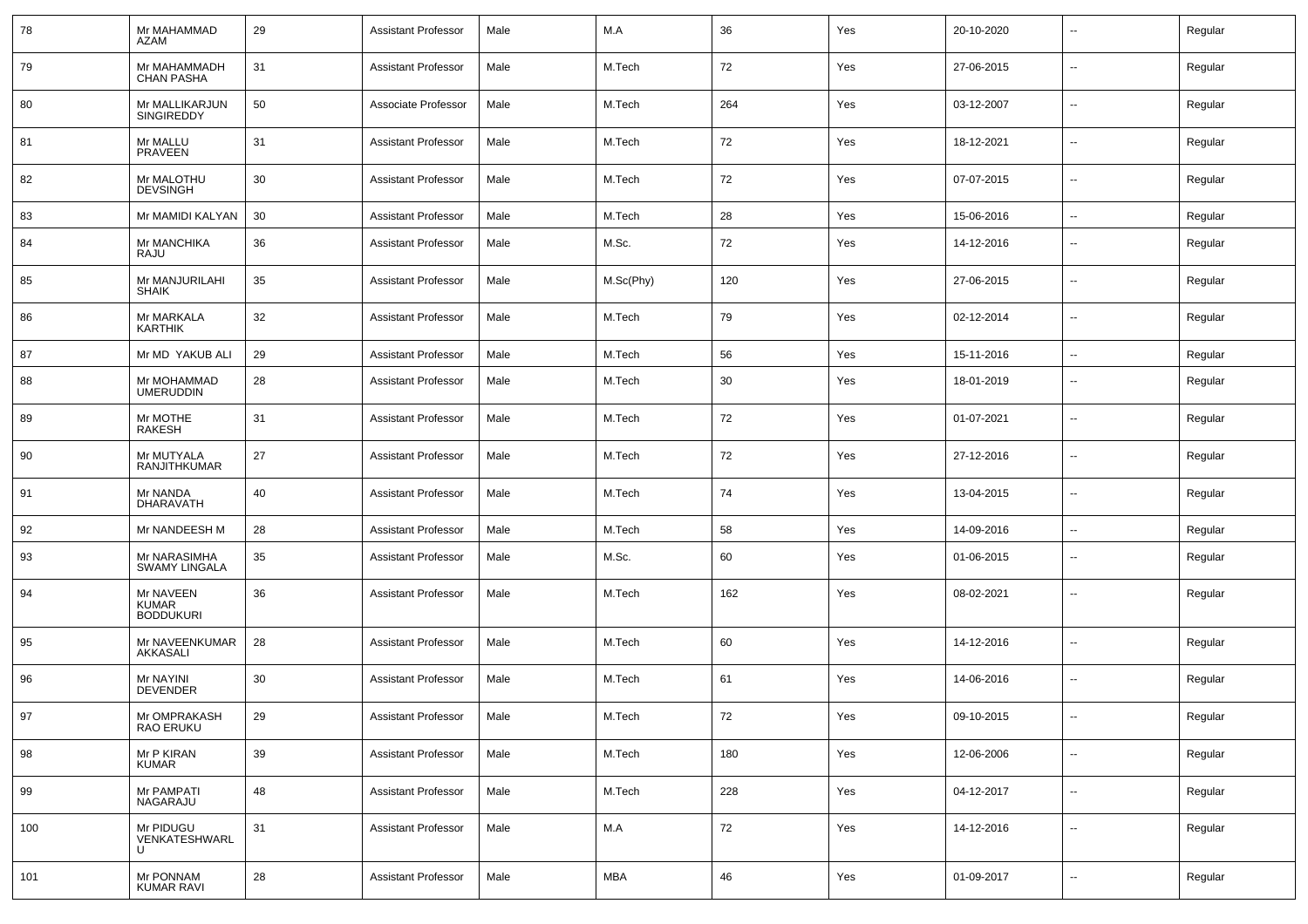| 78 | Mr MAHAMMAD AZAM | 29 | Assistant Professor | Male | M.A | 36 | Yes | 20-10-2020 | -- | Regular |
|---|---|---|---|---|---|---|---|---|---|---|
| 79 | Mr MAHAMMADH CHAN PASHA | 31 | Assistant Professor | Male | M.Tech | 72 | Yes | 27-06-2015 | -- | Regular |
| 80 | Mr MALLIKARJUN SINGIREDDY | 50 | Associate Professor | Male | M.Tech | 264 | Yes | 03-12-2007 | -- | Regular |
| 81 | Mr MALLU PRAVEEN | 31 | Assistant Professor | Male | M.Tech | 72 | Yes | 18-12-2021 | -- | Regular |
| 82 | Mr MALOTHU DEVSINGH | 30 | Assistant Professor | Male | M.Tech | 72 | Yes | 07-07-2015 | -- | Regular |
| 83 | Mr MAMIDI KALYAN | 30 | Assistant Professor | Male | M.Tech | 28 | Yes | 15-06-2016 | -- | Regular |
| 84 | Mr MANCHIKA RAJU | 36 | Assistant Professor | Male | M.Sc. | 72 | Yes | 14-12-2016 | -- | Regular |
| 85 | Mr MANJURILAHI SHAIK | 35 | Assistant Professor | Male | M.Sc(Phy) | 120 | Yes | 27-06-2015 | -- | Regular |
| 86 | Mr MARKALA KARTHIK | 32 | Assistant Professor | Male | M.Tech | 79 | Yes | 02-12-2014 | -- | Regular |
| 87 | Mr MD YAKUB ALI | 29 | Assistant Professor | Male | M.Tech | 56 | Yes | 15-11-2016 | -- | Regular |
| 88 | Mr MOHAMMAD UMERUDDIN | 28 | Assistant Professor | Male | M.Tech | 30 | Yes | 18-01-2019 | -- | Regular |
| 89 | Mr MOTHE RAKESH | 31 | Assistant Professor | Male | M.Tech | 72 | Yes | 01-07-2021 | -- | Regular |
| 90 | Mr MUTYALA RANJITHKUMAR | 27 | Assistant Professor | Male | M.Tech | 72 | Yes | 27-12-2016 | -- | Regular |
| 91 | Mr NANDA DHARAVATH | 40 | Assistant Professor | Male | M.Tech | 74 | Yes | 13-04-2015 | -- | Regular |
| 92 | Mr NANDEESH M | 28 | Assistant Professor | Male | M.Tech | 58 | Yes | 14-09-2016 | -- | Regular |
| 93 | Mr NARASIMHA SWAMY LINGALA | 35 | Assistant Professor | Male | M.Sc. | 60 | Yes | 01-06-2015 | -- | Regular |
| 94 | Mr NAVEEN KUMAR BODDUKURI | 36 | Assistant Professor | Male | M.Tech | 162 | Yes | 08-02-2021 | -- | Regular |
| 95 | Mr NAVEENKUMAR AKKASALI | 28 | Assistant Professor | Male | M.Tech | 60 | Yes | 14-12-2016 | -- | Regular |
| 96 | Mr NAYINI DEVENDER | 30 | Assistant Professor | Male | M.Tech | 61 | Yes | 14-06-2016 | -- | Regular |
| 97 | Mr OMPRAKASH RAO ERUKU | 29 | Assistant Professor | Male | M.Tech | 72 | Yes | 09-10-2015 | -- | Regular |
| 98 | Mr P KIRAN KUMAR | 39 | Assistant Professor | Male | M.Tech | 180 | Yes | 12-06-2006 | -- | Regular |
| 99 | Mr PAMPATI NAGARAJU | 48 | Assistant Professor | Male | M.Tech | 228 | Yes | 04-12-2017 | -- | Regular |
| 100 | Mr PIDUGU VENKATESHWARLU | 31 | Assistant Professor | Male | M.A | 72 | Yes | 14-12-2016 | -- | Regular |
| 101 | Mr PONNAM KUMAR RAVI | 28 | Assistant Professor | Male | MBA | 46 | Yes | 01-09-2017 | -- | Regular |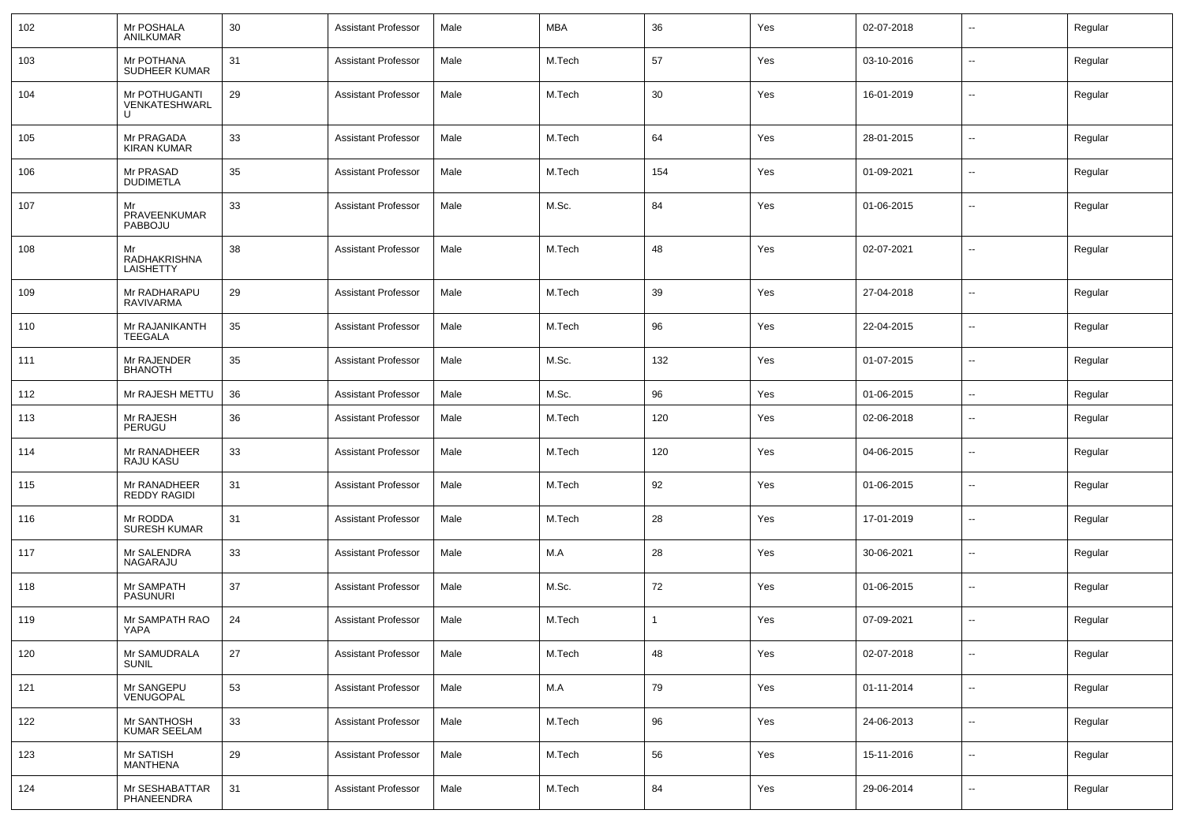| 102 | Mr POSHALA ANILKUMAR | 30 | Assistant Professor | Male | MBA | 36 | Yes | 02-07-2018 | -- | Regular |
|---|---|---|---|---|---|---|---|---|---|---|
| 103 | Mr POTHANA SUDHEER KUMAR | 31 | Assistant Professor | Male | M.Tech | 57 | Yes | 03-10-2016 | -- | Regular |
| 104 | Mr POTHUGANTI VENKATESHWARLU | 29 | Assistant Professor | Male | M.Tech | 30 | Yes | 16-01-2019 | -- | Regular |
| 105 | Mr PRAGADA KIRAN KUMAR | 33 | Assistant Professor | Male | M.Tech | 64 | Yes | 28-01-2015 | -- | Regular |
| 106 | Mr PRASAD DUDIMETLA | 35 | Assistant Professor | Male | M.Tech | 154 | Yes | 01-09-2021 | -- | Regular |
| 107 | Mr PRAVEENKUMAR PABBOJU | 33 | Assistant Professor | Male | M.Sc. | 84 | Yes | 01-06-2015 | -- | Regular |
| 108 | Mr RADHAKRISHNA LAISHETTY | 38 | Assistant Professor | Male | M.Tech | 48 | Yes | 02-07-2021 | -- | Regular |
| 109 | Mr RADHARAPU RAVIVARMA | 29 | Assistant Professor | Male | M.Tech | 39 | Yes | 27-04-2018 | -- | Regular |
| 110 | Mr RAJANIKANTH TEEGALA | 35 | Assistant Professor | Male | M.Tech | 96 | Yes | 22-04-2015 | -- | Regular |
| 111 | Mr RAJENDER BHANOTH | 35 | Assistant Professor | Male | M.Sc. | 132 | Yes | 01-07-2015 | -- | Regular |
| 112 | Mr RAJESH METTU | 36 | Assistant Professor | Male | M.Sc. | 96 | Yes | 01-06-2015 | -- | Regular |
| 113 | Mr RAJESH PERUGU | 36 | Assistant Professor | Male | M.Tech | 120 | Yes | 02-06-2018 | -- | Regular |
| 114 | Mr RANADHEER RAJU KASU | 33 | Assistant Professor | Male | M.Tech | 120 | Yes | 04-06-2015 | -- | Regular |
| 115 | Mr RANADHEER REDDY RAGIDI | 31 | Assistant Professor | Male | M.Tech | 92 | Yes | 01-06-2015 | -- | Regular |
| 116 | Mr RODDA SURESH KUMAR | 31 | Assistant Professor | Male | M.Tech | 28 | Yes | 17-01-2019 | -- | Regular |
| 117 | Mr SALENDRA NAGARAJU | 33 | Assistant Professor | Male | M.A | 28 | Yes | 30-06-2021 | -- | Regular |
| 118 | Mr SAMPATH PASUNURI | 37 | Assistant Professor | Male | M.Sc. | 72 | Yes | 01-06-2015 | -- | Regular |
| 119 | Mr SAMPATH RAO YAPA | 24 | Assistant Professor | Male | M.Tech | 1 | Yes | 07-09-2021 | -- | Regular |
| 120 | Mr SAMUDRALA SUNIL | 27 | Assistant Professor | Male | M.Tech | 48 | Yes | 02-07-2018 | -- | Regular |
| 121 | Mr SANGEPU VENUGOPAL | 53 | Assistant Professor | Male | M.A | 79 | Yes | 01-11-2014 | -- | Regular |
| 122 | Mr SANTHOSH KUMAR SEELAM | 33 | Assistant Professor | Male | M.Tech | 96 | Yes | 24-06-2013 | -- | Regular |
| 123 | Mr SATISH MANTHENA | 29 | Assistant Professor | Male | M.Tech | 56 | Yes | 15-11-2016 | -- | Regular |
| 124 | Mr SESHABATTAR PHANEENDRA | 31 | Assistant Professor | Male | M.Tech | 84 | Yes | 29-06-2014 | -- | Regular |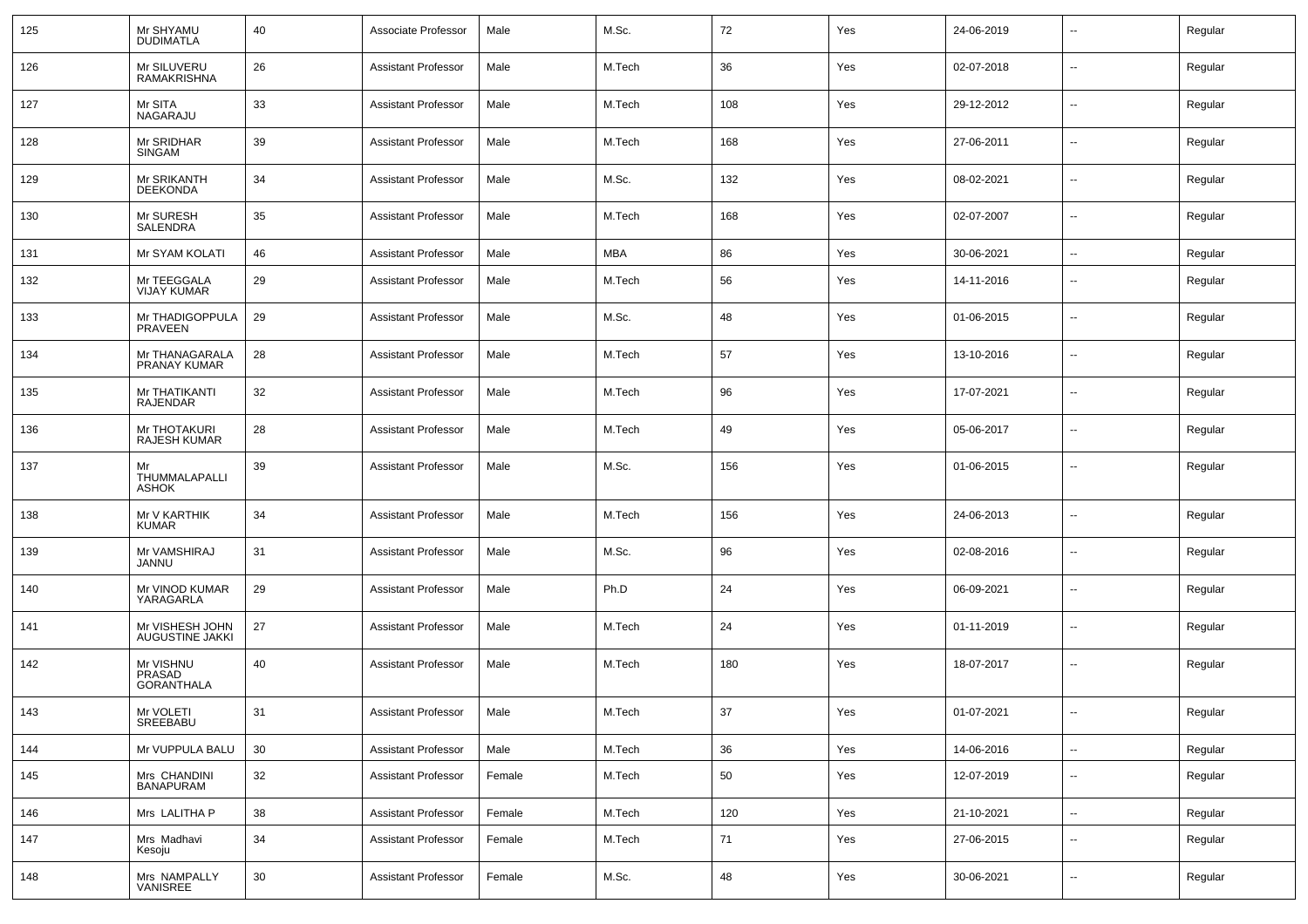| 125 | Mr SHYAMU DUDIMATLA | 40 | Associate Professor | Male | M.Sc. | 72 | Yes | 24-06-2019 | -- | Regular |
|---|---|---|---|---|---|---|---|---|---|---|
| 126 | Mr SILUVERU RAMAKRISHNA | 26 | Assistant Professor | Male | M.Tech | 36 | Yes | 02-07-2018 | -- | Regular |
| 127 | Mr SITA NAGARAJU | 33 | Assistant Professor | Male | M.Tech | 108 | Yes | 29-12-2012 | -- | Regular |
| 128 | Mr SRIDHAR SINGAM | 39 | Assistant Professor | Male | M.Tech | 168 | Yes | 27-06-2011 | -- | Regular |
| 129 | Mr SRIKANTH DEEKONDA | 34 | Assistant Professor | Male | M.Sc. | 132 | Yes | 08-02-2021 | -- | Regular |
| 130 | Mr SURESH SALENDRA | 35 | Assistant Professor | Male | M.Tech | 168 | Yes | 02-07-2007 | -- | Regular |
| 131 | Mr SYAM KOLATI | 46 | Assistant Professor | Male | MBA | 86 | Yes | 30-06-2021 | -- | Regular |
| 132 | Mr TEEGGALA VIJAY KUMAR | 29 | Assistant Professor | Male | M.Tech | 56 | Yes | 14-11-2016 | -- | Regular |
| 133 | Mr THADIGOPPULA PRAVEEN | 29 | Assistant Professor | Male | M.Sc. | 48 | Yes | 01-06-2015 | -- | Regular |
| 134 | Mr THANAGARALA PRANAY KUMAR | 28 | Assistant Professor | Male | M.Tech | 57 | Yes | 13-10-2016 | -- | Regular |
| 135 | Mr THATIKANTI RAJENDAR | 32 | Assistant Professor | Male | M.Tech | 96 | Yes | 17-07-2021 | -- | Regular |
| 136 | Mr THOTAKURI RAJESH KUMAR | 28 | Assistant Professor | Male | M.Tech | 49 | Yes | 05-06-2017 | -- | Regular |
| 137 | Mr THUMMALAPALLI ASHOK | 39 | Assistant Professor | Male | M.Sc. | 156 | Yes | 01-06-2015 | -- | Regular |
| 138 | Mr V KARTHIK KUMAR | 34 | Assistant Professor | Male | M.Tech | 156 | Yes | 24-06-2013 | -- | Regular |
| 139 | Mr VAMSHIRAJ JANNU | 31 | Assistant Professor | Male | M.Sc. | 96 | Yes | 02-08-2016 | -- | Regular |
| 140 | Mr VINOD KUMAR YARAGARLA | 29 | Assistant Professor | Male | Ph.D | 24 | Yes | 06-09-2021 | -- | Regular |
| 141 | Mr VISHESH JOHN AUGUSTINE JAKKI | 27 | Assistant Professor | Male | M.Tech | 24 | Yes | 01-11-2019 | -- | Regular |
| 142 | Mr VISHNU PRASAD GORANTHALA | 40 | Assistant Professor | Male | M.Tech | 180 | Yes | 18-07-2017 | -- | Regular |
| 143 | Mr VOLETI SREEBABU | 31 | Assistant Professor | Male | M.Tech | 37 | Yes | 01-07-2021 | -- | Regular |
| 144 | Mr VUPPULA BALU | 30 | Assistant Professor | Male | M.Tech | 36 | Yes | 14-06-2016 | -- | Regular |
| 145 | Mrs CHANDINI BANAPURAM | 32 | Assistant Professor | Female | M.Tech | 50 | Yes | 12-07-2019 | -- | Regular |
| 146 | Mrs LALITHA P | 38 | Assistant Professor | Female | M.Tech | 120 | Yes | 21-10-2021 | -- | Regular |
| 147 | Mrs Madhavi Kesoju | 34 | Assistant Professor | Female | M.Tech | 71 | Yes | 27-06-2015 | -- | Regular |
| 148 | Mrs NAMPALLY VANISREE | 30 | Assistant Professor | Female | M.Sc. | 48 | Yes | 30-06-2021 | -- | Regular |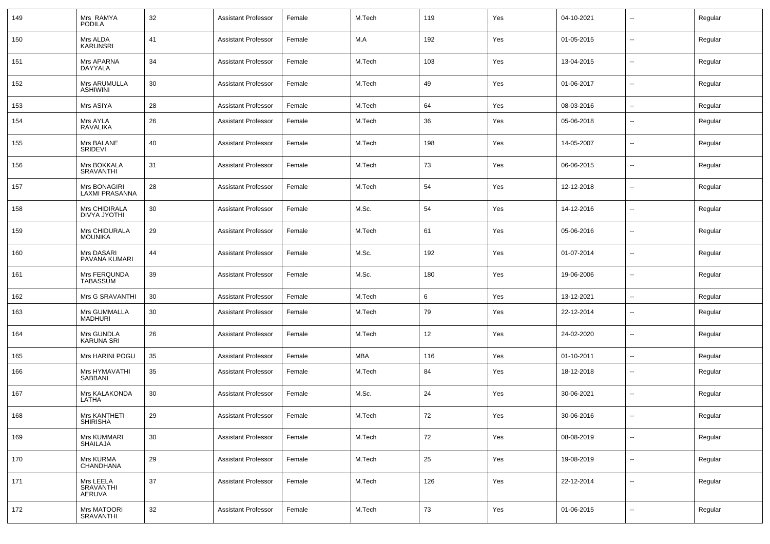| | | | | | | | | | | |
|---|---|---|---|---|---|---|---|---|---|---|
| 149 | Mrs RAMYA PODILA | 32 | Assistant Professor | Female | M.Tech | 119 | Yes | 04-10-2021 | -- | Regular |
| 150 | Mrs ALDA KARUNSRI | 41 | Assistant Professor | Female | M.A | 192 | Yes | 01-05-2015 | -- | Regular |
| 151 | Mrs APARNA DAYYALA | 34 | Assistant Professor | Female | M.Tech | 103 | Yes | 13-04-2015 | -- | Regular |
| 152 | Mrs ARUMULLA ASHIWINI | 30 | Assistant Professor | Female | M.Tech | 49 | Yes | 01-06-2017 | -- | Regular |
| 153 | Mrs ASIYA | 28 | Assistant Professor | Female | M.Tech | 64 | Yes | 08-03-2016 | -- | Regular |
| 154 | Mrs AYLA RAVALIKA | 26 | Assistant Professor | Female | M.Tech | 36 | Yes | 05-06-2018 | -- | Regular |
| 155 | Mrs BALANE SRIDEVI | 40 | Assistant Professor | Female | M.Tech | 198 | Yes | 14-05-2007 | -- | Regular |
| 156 | Mrs BOKKALA SRAVANTHI | 31 | Assistant Professor | Female | M.Tech | 73 | Yes | 06-06-2015 | -- | Regular |
| 157 | Mrs BONAGIRI LAXMI PRASANNA | 28 | Assistant Professor | Female | M.Tech | 54 | Yes | 12-12-2018 | -- | Regular |
| 158 | Mrs CHIDIRALA DIVYA JYOTHI | 30 | Assistant Professor | Female | M.Sc. | 54 | Yes | 14-12-2016 | -- | Regular |
| 159 | Mrs CHIDURALA MOUNIKA | 29 | Assistant Professor | Female | M.Tech | 61 | Yes | 05-06-2016 | -- | Regular |
| 160 | Mrs DASARI PAVANA KUMARI | 44 | Assistant Professor | Female | M.Sc. | 192 | Yes | 01-07-2014 | -- | Regular |
| 161 | Mrs FERQUNDA TABASSUM | 39 | Assistant Professor | Female | M.Sc. | 180 | Yes | 19-06-2006 | -- | Regular |
| 162 | Mrs G SRAVANTHI | 30 | Assistant Professor | Female | M.Tech | 6 | Yes | 13-12-2021 | -- | Regular |
| 163 | Mrs GUMMALLA MADHURI | 30 | Assistant Professor | Female | M.Tech | 79 | Yes | 22-12-2014 | -- | Regular |
| 164 | Mrs GUNDLA KARUNA SRI | 26 | Assistant Professor | Female | M.Tech | 12 | Yes | 24-02-2020 | -- | Regular |
| 165 | Mrs HARINI POGU | 35 | Assistant Professor | Female | MBA | 116 | Yes | 01-10-2011 | -- | Regular |
| 166 | Mrs HYMAVATHI SABBANI | 35 | Assistant Professor | Female | M.Tech | 84 | Yes | 18-12-2018 | -- | Regular |
| 167 | Mrs KALAKONDA LATHA | 30 | Assistant Professor | Female | M.Sc. | 24 | Yes | 30-06-2021 | -- | Regular |
| 168 | Mrs KANTHETI SHIRISHA | 29 | Assistant Professor | Female | M.Tech | 72 | Yes | 30-06-2016 | -- | Regular |
| 169 | Mrs KUMMARI SHAILAJA | 30 | Assistant Professor | Female | M.Tech | 72 | Yes | 08-08-2019 | -- | Regular |
| 170 | Mrs KURMA CHANDHANA | 29 | Assistant Professor | Female | M.Tech | 25 | Yes | 19-08-2019 | -- | Regular |
| 171 | Mrs LEELA SRAVANTHI AERUVA | 37 | Assistant Professor | Female | M.Tech | 126 | Yes | 22-12-2014 | -- | Regular |
| 172 | Mrs MATOORI SRAVANTHI | 32 | Assistant Professor | Female | M.Tech | 73 | Yes | 01-06-2015 | -- | Regular |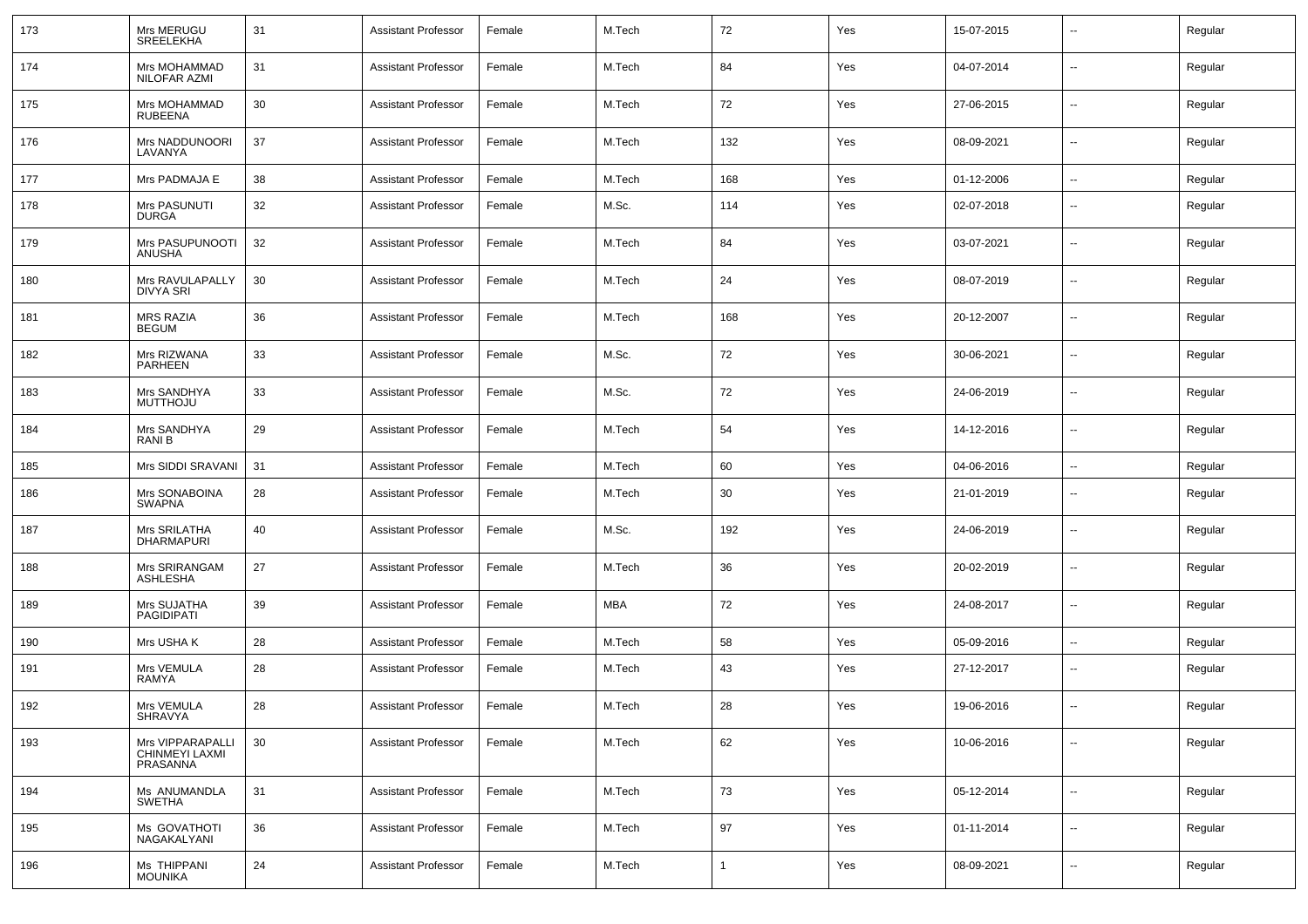| 173 | Mrs MERUGU SREELEKHA | 31 | Assistant Professor | Female | M.Tech | 72 | Yes | 15-07-2015 | -- | Regular |
|---|---|---|---|---|---|---|---|---|---|---|
| 174 | Mrs MOHAMMAD NILOFAR AZMI | 31 | Assistant Professor | Female | M.Tech | 84 | Yes | 04-07-2014 | -- | Regular |
| 175 | Mrs MOHAMMAD RUBEENA | 30 | Assistant Professor | Female | M.Tech | 72 | Yes | 27-06-2015 | -- | Regular |
| 176 | Mrs NADDUNOORI LAVANYA | 37 | Assistant Professor | Female | M.Tech | 132 | Yes | 08-09-2021 | -- | Regular |
| 177 | Mrs PADMAJA E | 38 | Assistant Professor | Female | M.Tech | 168 | Yes | 01-12-2006 | -- | Regular |
| 178 | Mrs PASUNUTI DURGA | 32 | Assistant Professor | Female | M.Sc. | 114 | Yes | 02-07-2018 | -- | Regular |
| 179 | Mrs PASUPUNOOTI ANUSHA | 32 | Assistant Professor | Female | M.Tech | 84 | Yes | 03-07-2021 | -- | Regular |
| 180 | Mrs RAVULAPALLY DIVYA SRI | 30 | Assistant Professor | Female | M.Tech | 24 | Yes | 08-07-2019 | -- | Regular |
| 181 | MRS RAZIA BEGUM | 36 | Assistant Professor | Female | M.Tech | 168 | Yes | 20-12-2007 | -- | Regular |
| 182 | Mrs RIZWANA PARHEEN | 33 | Assistant Professor | Female | M.Sc. | 72 | Yes | 30-06-2021 | -- | Regular |
| 183 | Mrs SANDHYA MUTTHOJU | 33 | Assistant Professor | Female | M.Sc. | 72 | Yes | 24-06-2019 | -- | Regular |
| 184 | Mrs SANDHYA RANI B | 29 | Assistant Professor | Female | M.Tech | 54 | Yes | 14-12-2016 | -- | Regular |
| 185 | Mrs SIDDI SRAVANI | 31 | Assistant Professor | Female | M.Tech | 60 | Yes | 04-06-2016 | -- | Regular |
| 186 | Mrs SONABOINA SWAPNA | 28 | Assistant Professor | Female | M.Tech | 30 | Yes | 21-01-2019 | -- | Regular |
| 187 | Mrs SRILATHA DHARMAPURI | 40 | Assistant Professor | Female | M.Sc. | 192 | Yes | 24-06-2019 | -- | Regular |
| 188 | Mrs SRIRANGAM ASHLESHA | 27 | Assistant Professor | Female | M.Tech | 36 | Yes | 20-02-2019 | -- | Regular |
| 189 | Mrs SUJATHA PAGIDIPATI | 39 | Assistant Professor | Female | MBA | 72 | Yes | 24-08-2017 | -- | Regular |
| 190 | Mrs USHA K | 28 | Assistant Professor | Female | M.Tech | 58 | Yes | 05-09-2016 | -- | Regular |
| 191 | Mrs VEMULA RAMYA | 28 | Assistant Professor | Female | M.Tech | 43 | Yes | 27-12-2017 | -- | Regular |
| 192 | Mrs VEMULA SHRAVYA | 28 | Assistant Professor | Female | M.Tech | 28 | Yes | 19-06-2016 | -- | Regular |
| 193 | Mrs VIPPARAPALLI CHINMEYI LAXMI PRASANNA | 30 | Assistant Professor | Female | M.Tech | 62 | Yes | 10-06-2016 | -- | Regular |
| 194 | Ms ANUMANDLA SWETHA | 31 | Assistant Professor | Female | M.Tech | 73 | Yes | 05-12-2014 | -- | Regular |
| 195 | Ms GOVATHOTI NAGAKALYANI | 36 | Assistant Professor | Female | M.Tech | 97 | Yes | 01-11-2014 | -- | Regular |
| 196 | Ms THIPPANI MOUNIKA | 24 | Assistant Professor | Female | M.Tech | 1 | Yes | 08-09-2021 | -- | Regular |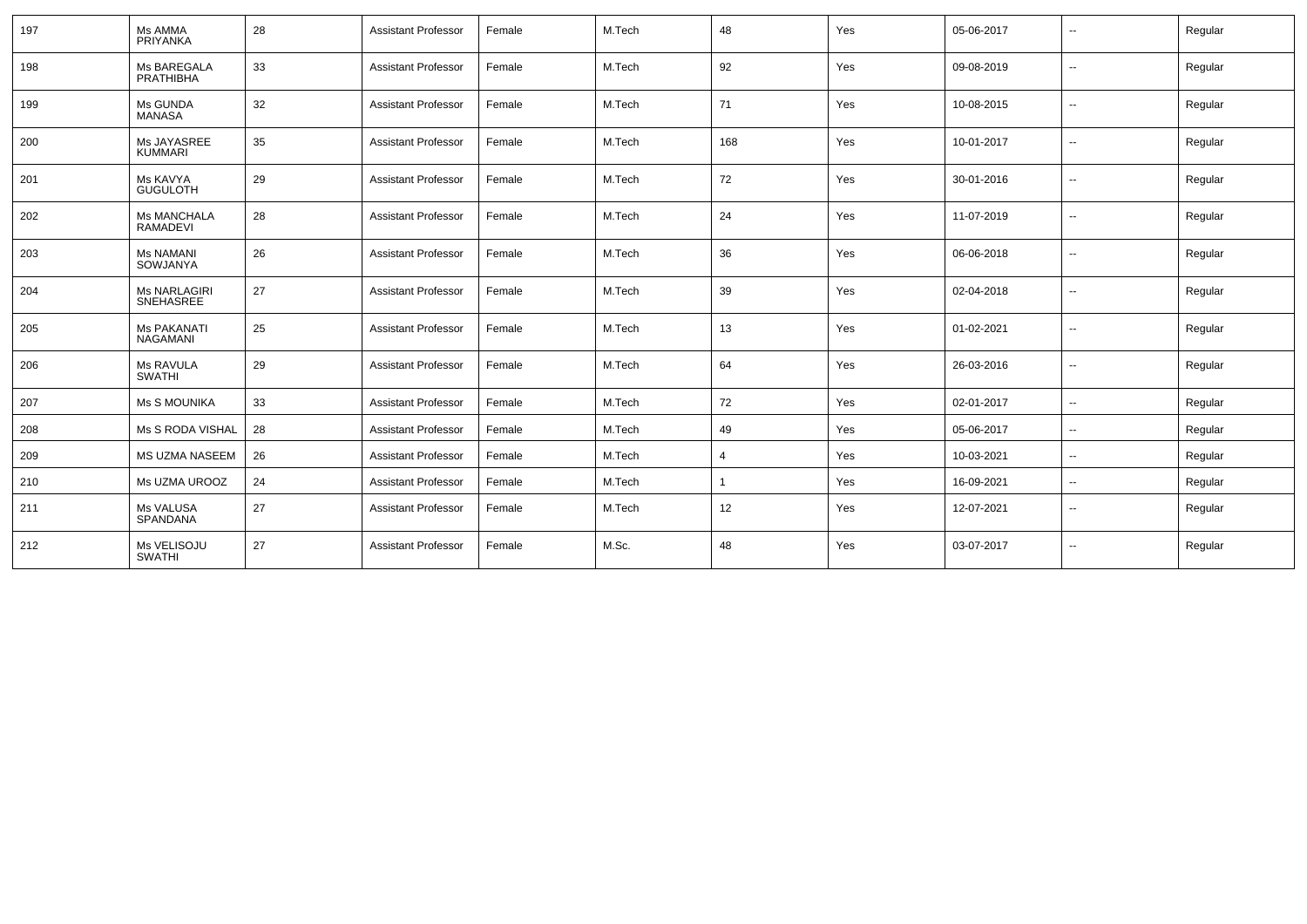| | | | | | | | | | | |
|---|---|---|---|---|---|---|---|---|---|---|
| 197 | Ms AMMA PRIYANKA | 28 | Assistant Professor | Female | M.Tech | 48 | Yes | 05-06-2017 | -- | Regular |
| 198 | Ms BAREGALA PRATHIBHA | 33 | Assistant Professor | Female | M.Tech | 92 | Yes | 09-08-2019 | -- | Regular |
| 199 | Ms GUNDA MANASA | 32 | Assistant Professor | Female | M.Tech | 71 | Yes | 10-08-2015 | -- | Regular |
| 200 | Ms JAYASREE KUMMARI | 35 | Assistant Professor | Female | M.Tech | 168 | Yes | 10-01-2017 | -- | Regular |
| 201 | Ms KAVYA GUGULOTH | 29 | Assistant Professor | Female | M.Tech | 72 | Yes | 30-01-2016 | -- | Regular |
| 202 | Ms MANCHALA RAMADEVI | 28 | Assistant Professor | Female | M.Tech | 24 | Yes | 11-07-2019 | -- | Regular |
| 203 | Ms NAMANI SOWJANYA | 26 | Assistant Professor | Female | M.Tech | 36 | Yes | 06-06-2018 | -- | Regular |
| 204 | Ms NARLAGIRI SNEHASREE | 27 | Assistant Professor | Female | M.Tech | 39 | Yes | 02-04-2018 | -- | Regular |
| 205 | Ms PAKANATI NAGAMANI | 25 | Assistant Professor | Female | M.Tech | 13 | Yes | 01-02-2021 | -- | Regular |
| 206 | Ms RAVULA SWATHI | 29 | Assistant Professor | Female | M.Tech | 64 | Yes | 26-03-2016 | -- | Regular |
| 207 | Ms S MOUNIKA | 33 | Assistant Professor | Female | M.Tech | 72 | Yes | 02-01-2017 | -- | Regular |
| 208 | Ms S RODA VISHAL | 28 | Assistant Professor | Female | M.Tech | 49 | Yes | 05-06-2017 | -- | Regular |
| 209 | MS UZMA NASEEM | 26 | Assistant Professor | Female | M.Tech | 4 | Yes | 10-03-2021 | -- | Regular |
| 210 | Ms UZMA UROOZ | 24 | Assistant Professor | Female | M.Tech | 1 | Yes | 16-09-2021 | -- | Regular |
| 211 | Ms VALUSA SPANDANA | 27 | Assistant Professor | Female | M.Tech | 12 | Yes | 12-07-2021 | -- | Regular |
| 212 | Ms VELISOJU SWATHI | 27 | Assistant Professor | Female | M.Sc. | 48 | Yes | 03-07-2017 | -- | Regular |